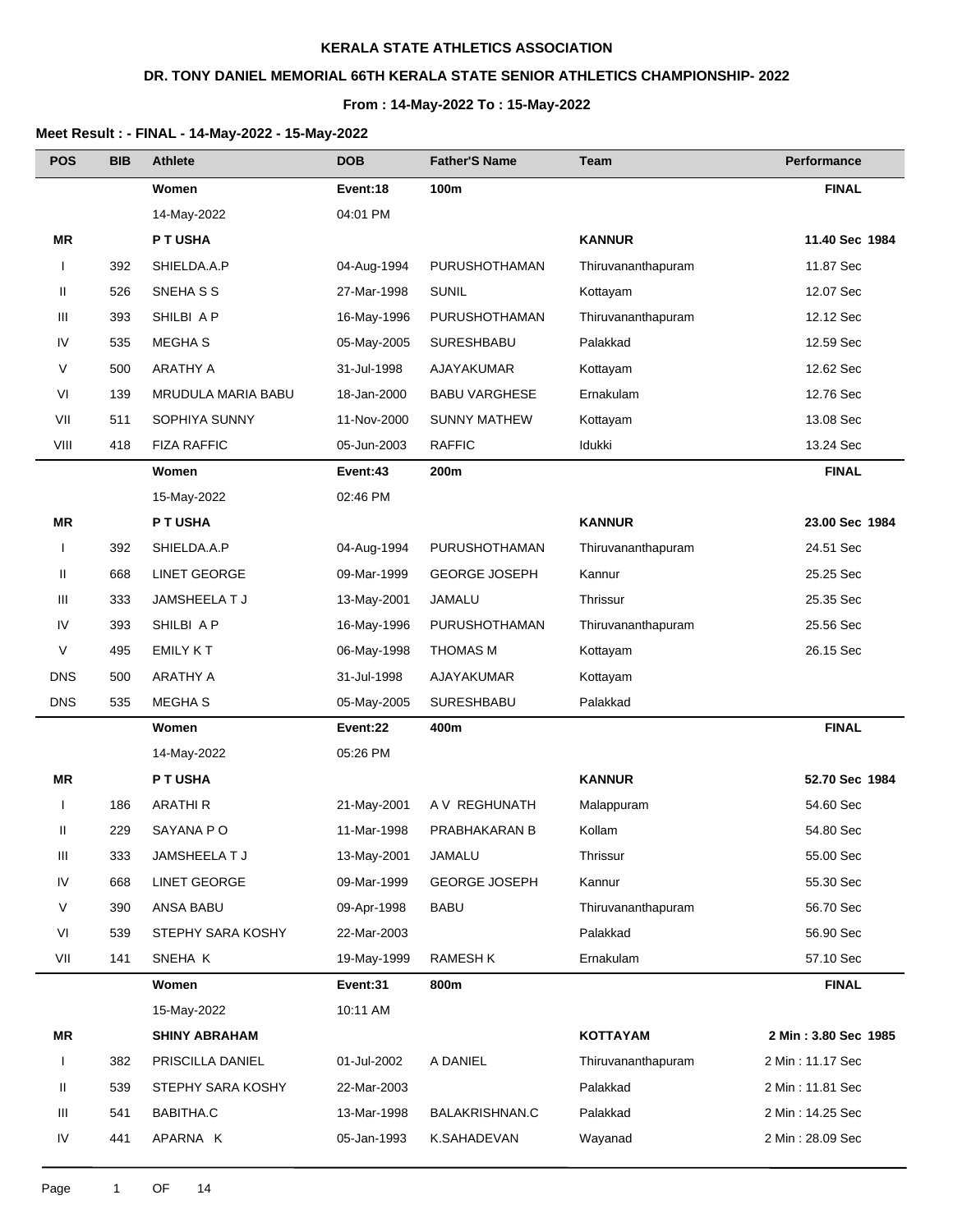**KERALA STATE ATHLETICS ASSOCIATION**

**DR. TONY DANIEL MEMORIAL 66TH KERALA STATE SENIOR ATHLETICS CHAMPIONSHIP- 2022**

**From : 14-May-2022 To : 15-May-2022**

**Meet Result : - FINAL - 14-May-2022 - 15-May-2022**

| POS | BIB | Athlete | DOB | Father'S Name | Team | Performance |
|---|---|---|---|---|---|---|
| | | **Women** | **Event:18** | **100m** | | **FINAL** |
| | | 14-May-2022 | 04:01 PM | | | |
| **MR** | | **P T USHA** | | | **KANNUR** | **11.40 Sec 1984** |
| I | 392 | SHIELDA.A.P | 04-Aug-1994 | PURUSHOTHAMAN | Thiruvananthapuram | 11.87 Sec |
| II | 526 | SNEHA S S | 27-Mar-1998 | SUNIL | Kottayam | 12.07 Sec |
| III | 393 | SHILBI A P | 16-May-1996 | PURUSHOTHAMAN | Thiruvananthapuram | 12.12 Sec |
| IV | 535 | MEGHA S | 05-May-2005 | SURESHBABU | Palakkad | 12.59 Sec |
| V | 500 | ARATHY A | 31-Jul-1998 | AJAYAKUMAR | Kottayam | 12.62 Sec |
| VI | 139 | MRUDULA MARIA BABU | 18-Jan-2000 | BABU VARGHESE | Ernakulam | 12.76 Sec |
| VII | 511 | SOPHIYA SUNNY | 11-Nov-2000 | SUNNY MATHEW | Kottayam | 13.08 Sec |
| VIII | 418 | FIZA RAFFIC | 05-Jun-2003 | RAFFIC | Idukki | 13.24 Sec |
| | | **Women** | **Event:43** | **200m** | | **FINAL** |
| | | 15-May-2022 | 02:46 PM | | | |
| **MR** | | **P T USHA** | | | **KANNUR** | **23.00 Sec 1984** |
| I | 392 | SHIELDA.A.P | 04-Aug-1994 | PURUSHOTHAMAN | Thiruvananthapuram | 24.51 Sec |
| II | 668 | LINET GEORGE | 09-Mar-1999 | GEORGE JOSEPH | Kannur | 25.25 Sec |
| III | 333 | JAMSHEELA T J | 13-May-2001 | JAMALU | Thrissur | 25.35 Sec |
| IV | 393 | SHILBI A P | 16-May-1996 | PURUSHOTHAMAN | Thiruvananthapuram | 25.56 Sec |
| V | 495 | EMILY K T | 06-May-1998 | THOMAS M | Kottayam | 26.15 Sec |
| DNS | 500 | ARATHY A | 31-Jul-1998 | AJAYAKUMAR | Kottayam | |
| DNS | 535 | MEGHA S | 05-May-2005 | SURESHBABU | Palakkad | |
| | | **Women** | **Event:22** | **400m** | | **FINAL** |
| | | 14-May-2022 | 05:26 PM | | | |
| **MR** | | **P T USHA** | | | **KANNUR** | **52.70 Sec 1984** |
| I | 186 | ARATHI R | 21-May-2001 | A V REGHUNATH | Malappuram | 54.60 Sec |
| II | 229 | SAYANA P O | 11-Mar-1998 | PRABHAKARAN B | Kollam | 54.80 Sec |
| III | 333 | JAMSHEELA T J | 13-May-2001 | JAMALU | Thrissur | 55.00 Sec |
| IV | 668 | LINET GEORGE | 09-Mar-1999 | GEORGE JOSEPH | Kannur | 55.30 Sec |
| V | 390 | ANSA BABU | 09-Apr-1998 | BABU | Thiruvananthapuram | 56.70 Sec |
| VI | 539 | STEPHY SARA KOSHY | 22-Mar-2003 | | Palakkad | 56.90 Sec |
| VII | 141 | SNEHA K | 19-May-1999 | RAMESH K | Ernakulam | 57.10 Sec |
| | | **Women** | **Event:31** | **800m** | | **FINAL** |
| | | 15-May-2022 | 10:11 AM | | | |
| **MR** | | **SHINY ABRAHAM** | | | **KOTTAYAM** | **2 Min : 3.80 Sec 1985** |
| I | 382 | PRISCILLA DANIEL | 01-Jul-2002 | A DANIEL | Thiruvananthapuram | 2 Min : 11.17 Sec |
| II | 539 | STEPHY SARA KOSHY | 22-Mar-2003 | | Palakkad | 2 Min : 11.81 Sec |
| III | 541 | BABITHA.C | 13-Mar-1998 | BALAKRISHNAN.C | Palakkad | 2 Min : 14.25 Sec |
| IV | 441 | APARNA K | 05-Jan-1993 | K.SAHADEVAN | Wayanad | 2 Min : 28.09 Sec |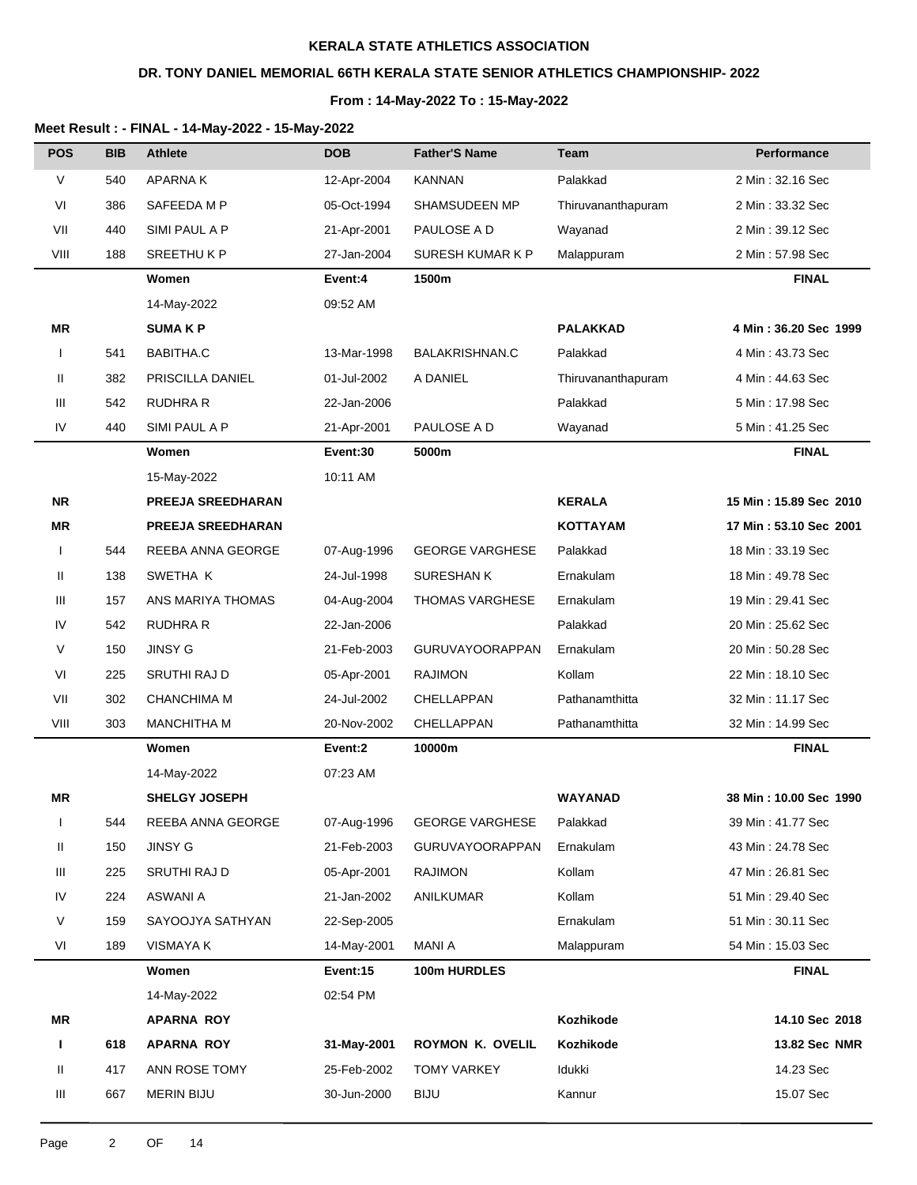**KERALA STATE ATHLETICS ASSOCIATION**

**DR. TONY DANIEL MEMORIAL 66TH KERALA STATE SENIOR ATHLETICS CHAMPIONSHIP- 2022**

**From : 14-May-2022 To : 15-May-2022**

**Meet Result : - FINAL - 14-May-2022 - 15-May-2022**

| POS | BIB | Athlete | DOB | Father'S Name | Team | Performance |
|---|---|---|---|---|---|---|
| V | 540 | APARNA K | 12-Apr-2004 | KANNAN | Palakkad | 2 Min : 32.16 Sec |
| VI | 386 | SAFEEDA M P | 05-Oct-1994 | SHAMSUDEEN MP | Thiruvananthapuram | 2 Min : 33.32 Sec |
| VII | 440 | SIMI PAUL A P | 21-Apr-2001 | PAULOSE A D | Wayanad | 2 Min : 39.12 Sec |
| VIII | 188 | SREETHU K P | 27-Jan-2004 | SURESH KUMAR K P | Malappuram | 2 Min : 57.98 Sec |
| | | **Women** | **Event:4** | **1500m** | | **FINAL** |
| | | 14-May-2022 | 09:52 AM | | | |
| **MR** | | **SUMA K P** | | | **PALAKKAD** | **4 Min : 36.20 Sec 1999** |
| I | 541 | BABITHA.C | 13-Mar-1998 | BALAKRISHNAN.C | Palakkad | 4 Min : 43.73 Sec |
| II | 382 | PRISCILLA DANIEL | 01-Jul-2002 | A DANIEL | Thiruvananthapuram | 4 Min : 44.63 Sec |
| III | 542 | RUDHRA R | 22-Jan-2006 | | Palakkad | 5 Min : 17.98 Sec |
| IV | 440 | SIMI PAUL A P | 21-Apr-2001 | PAULOSE A D | Wayanad | 5 Min : 41.25 Sec |
| | | **Women** | **Event:30** | **5000m** | | **FINAL** |
| | | 15-May-2022 | 10:11 AM | | | |
| **NR** | | **PREEJA SREEDHARAN** | | | **KERALA** | **15 Min : 15.89 Sec 2010** |
| **MR** | | **PREEJA SREEDHARAN** | | | **KOTTAYAM** | **17 Min : 53.10 Sec 2001** |
| I | 544 | REEBA ANNA GEORGE | 07-Aug-1996 | GEORGE VARGHESE | Palakkad | 18 Min : 33.19 Sec |
| II | 138 | SWETHA K | 24-Jul-1998 | SURESHAN K | Ernakulam | 18 Min : 49.78 Sec |
| III | 157 | ANS MARIYA THOMAS | 04-Aug-2004 | THOMAS VARGHESE | Ernakulam | 19 Min : 29.41 Sec |
| IV | 542 | RUDHRA R | 22-Jan-2006 | | Palakkad | 20 Min : 25.62 Sec |
| V | 150 | JINSY G | 21-Feb-2003 | GURUVAYOORAPPAN | Ernakulam | 20 Min : 50.28 Sec |
| VI | 225 | SRUTHI RAJ D | 05-Apr-2001 | RAJIMON | Kollam | 22 Min : 18.10 Sec |
| VII | 302 | CHANCHIMA M | 24-Jul-2002 | CHELLAPPAN | Pathanamthitta | 32 Min : 11.17 Sec |
| VIII | 303 | MANCHITHA M | 20-Nov-2002 | CHELLAPPAN | Pathanamthitta | 32 Min : 14.99 Sec |
| | | **Women** | **Event:2** | **10000m** | | **FINAL** |
| | | 14-May-2022 | 07:23 AM | | | |
| **MR** | | **SHELGY JOSEPH** | | | **WAYANAD** | **38 Min : 10.00 Sec 1990** |
| I | 544 | REEBA ANNA GEORGE | 07-Aug-1996 | GEORGE VARGHESE | Palakkad | 39 Min : 41.77 Sec |
| II | 150 | JINSY G | 21-Feb-2003 | GURUVAYOORAPPAN | Ernakulam | 43 Min : 24.78 Sec |
| III | 225 | SRUTHI RAJ D | 05-Apr-2001 | RAJIMON | Kollam | 47 Min : 26.81 Sec |
| IV | 224 | ASWANI A | 21-Jan-2002 | ANILKUMAR | Kollam | 51 Min : 29.40 Sec |
| V | 159 | SAYOOJYA SATHYAN | 22-Sep-2005 | | Ernakulam | 51 Min : 30.11 Sec |
| VI | 189 | VISMAYA K | 14-May-2001 | MANI A | Malappuram | 54 Min : 15.03 Sec |
| | | **Women** | **Event:15** | **100m HURDLES** | | **FINAL** |
| | | 14-May-2022 | 02:54 PM | | | |
| **MR** | | **APARNA ROY** | | | **Kozhikode** | **14.10 Sec 2018** |
| **I** | **618** | **APARNA ROY** | **31-May-2001** | **ROYMON K. OVELIL** | **Kozhikode** | **13.82 Sec NMR** |
| II | 417 | ANN ROSE TOMY | 25-Feb-2002 | TOMY VARKEY | Idukki | 14.23 Sec |
| III | 667 | MERIN BIJU | 30-Jun-2000 | BIJU | Kannur | 15.07 Sec |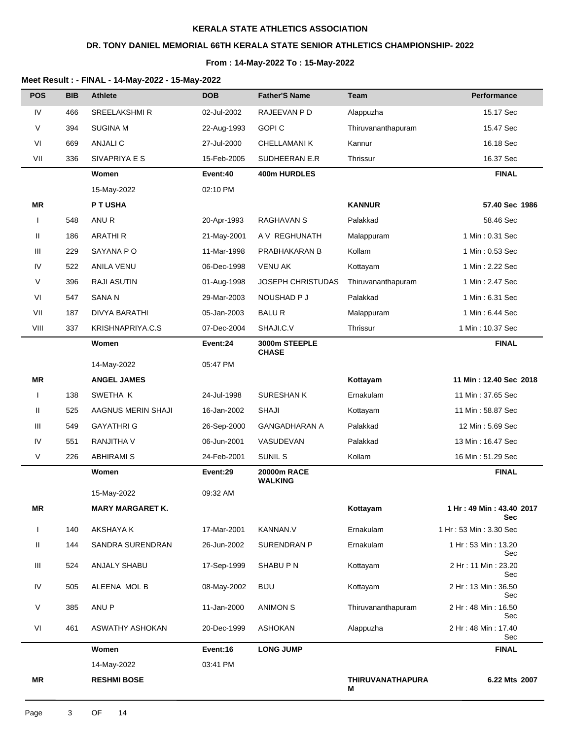**KERALA STATE ATHLETICS ASSOCIATION**

**DR. TONY DANIEL MEMORIAL 66TH KERALA STATE SENIOR ATHLETICS CHAMPIONSHIP- 2022**

**From : 14-May-2022 To : 15-May-2022**

**Meet Result : - FINAL - 14-May-2022 - 15-May-2022**

| POS | BIB | Athlete | DOB | Father'S Name | Team | Performance |
|---|---|---|---|---|---|---|
| IV | 466 | SREELAKSHMI R | 02-Jul-2002 | RAJEEVAN P D | Alappuzha | 15.17 Sec |
| V | 394 | SUGINA M | 22-Aug-1993 | GOPI C | Thiruvananthapuram | 15.47 Sec |
| VI | 669 | ANJALI C | 27-Jul-2000 | CHELLAMANI K | Kannur | 16.18 Sec |
| VII | 336 | SIVAPRIYA E S | 15-Feb-2005 | SUDHEERAN E.R | Thrissur | 16.37 Sec |
| | | **Women** | **Event:40** | **400m HURDLES** | | **FINAL** |
| | | 15-May-2022 | 02:10 PM | | | |
| **MR** | | **P T USHA** | | | **KANNUR** | **57.40 Sec 1986** |
| I | 548 | ANU R | 20-Apr-1993 | RAGHAVAN S | Palakkad | 58.46 Sec |
| II | 186 | ARATHI R | 21-May-2001 | A V REGHUNATH | Malappuram | 1 Min : 0.31 Sec |
| III | 229 | SAYANA P O | 11-Mar-1998 | PRABHAKARAN B | Kollam | 1 Min : 0.53 Sec |
| IV | 522 | ANILA VENU | 06-Dec-1998 | VENU AK | Kottayam | 1 Min : 2.22 Sec |
| V | 396 | RAJI ASUTIN | 01-Aug-1998 | JOSEPH CHRISTUDAS | Thiruvananthapuram | 1 Min : 2.47 Sec |
| VI | 547 | SANA N | 29-Mar-2003 | NOUSHAD P J | Palakkad | 1 Min : 6.31 Sec |
| VII | 187 | DIVYA BARATHI | 05-Jan-2003 | BALU R | Malappuram | 1 Min : 6.44 Sec |
| VIII | 337 | KRISHNAPRIYA.C.S | 07-Dec-2004 | SHAJI.C.V | Thrissur | 1 Min : 10.37 Sec |
| | | **Women** | **Event:24** | **3000m STEEPLE CHASE** | | **FINAL** |
| | | 14-May-2022 | 05:47 PM | | | |
| **MR** | | **ANGEL JAMES** | | | **Kottayam** | **11 Min : 12.40 Sec 2018** |
| I | 138 | SWETHA K | 24-Jul-1998 | SURESHAN K | Ernakulam | 11 Min : 37.65 Sec |
| II | 525 | AAGNUS MERIN SHAJI | 16-Jan-2002 | SHAJI | Kottayam | 11 Min : 58.87 Sec |
| III | 549 | GAYATHRI G | 26-Sep-2000 | GANGADHARAN A | Palakkad | 12 Min : 5.69 Sec |
| IV | 551 | RANJITHA V | 06-Jun-2001 | VASUDEVAN | Palakkad | 13 Min : 16.47 Sec |
| V | 226 | ABHIRAMI S | 24-Feb-2001 | SUNIL S | Kollam | 16 Min : 51.29 Sec |
| | | **Women** | **Event:29** | **20000m RACE WALKING** | | **FINAL** |
| | | 15-May-2022 | 09:32 AM | | | |
| **MR** | | **MARY MARGARET K.** | | | **Kottayam** | **1 Hr : 49 Min : 43.40 Sec 2017** |
| I | 140 | AKSHAYA K | 17-Mar-2001 | KANNAN.V | Ernakulam | 1 Hr : 53 Min : 3.30 Sec |
| II | 144 | SANDRA SURENDRAN | 26-Jun-2002 | SURENDRAN P | Ernakulam | 1 Hr : 53 Min : 13.20 Sec |
| III | 524 | ANJALY SHABU | 17-Sep-1999 | SHABU P N | Kottayam | 2 Hr : 11 Min : 23.20 Sec |
| IV | 505 | ALEENA MOL B | 08-May-2002 | BIJU | Kottayam | 2 Hr : 13 Min : 36.50 Sec |
| V | 385 | ANU P | 11-Jan-2000 | ANIMON S | Thiruvananthapuram | 2 Hr : 48 Min : 16.50 Sec |
| VI | 461 | ASWATHY ASHOKAN | 20-Dec-1999 | ASHOKAN | Alappuzha | 2 Hr : 48 Min : 17.40 Sec |
| | | **Women** | **Event:16** | **LONG JUMP** | | **FINAL** |
| | | 14-May-2022 | 03:41 PM | | | |
| **MR** | | **RESHMI BOSE** | | | **THIRUVANATHAPURAM** | **6.22 Mts 2007** |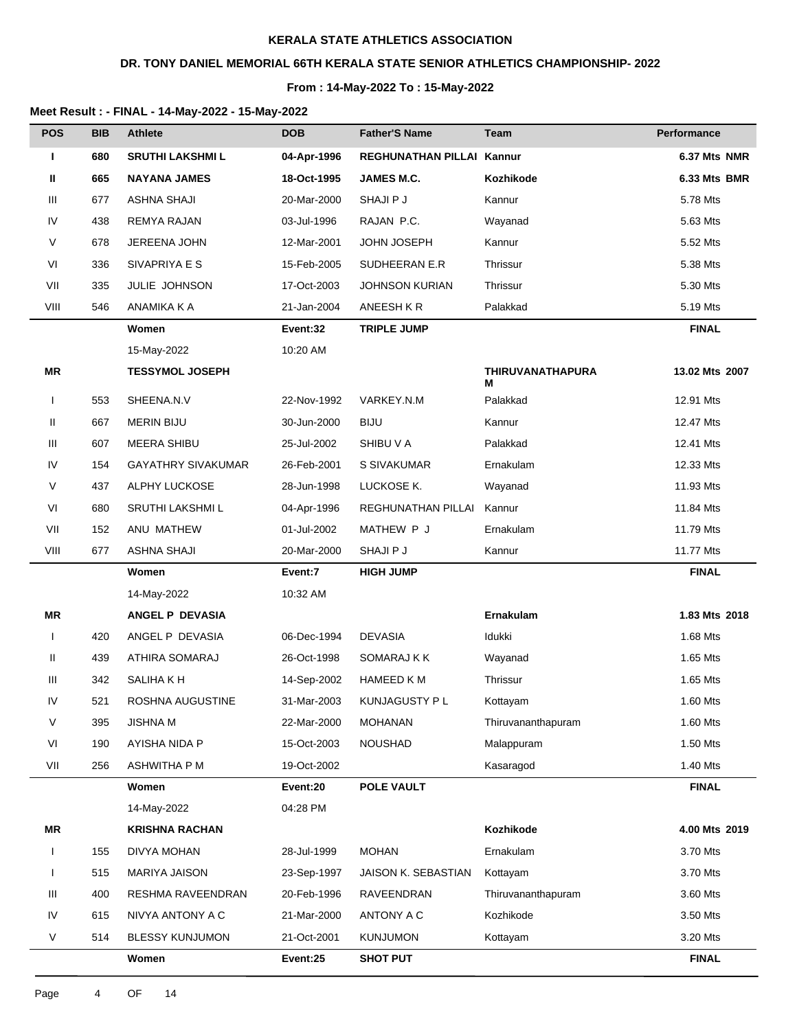**KERALA STATE ATHLETICS ASSOCIATION**

**DR. TONY DANIEL MEMORIAL 66TH KERALA STATE SENIOR ATHLETICS CHAMPIONSHIP- 2022**

**From : 14-May-2022 To : 15-May-2022**

**Meet Result : - FINAL - 14-May-2022 - 15-May-2022**

| POS | BIB | Athlete | DOB | Father'S Name | Team | Performance |
|---|---|---|---|---|---|---|
| **I** | **680** | **SRUTHI LAKSHMI L** | **04-Apr-1996** | **REGHUNATHAN PILLAI** | **Kannur** | **6.37 Mts NMR** |
| **II** | **665** | **NAYANA JAMES** | **18-Oct-1995** | **JAMES M.C.** | **Kozhikode** | **6.33 Mts BMR** |
| III | 677 | ASHNA SHAJI | 20-Mar-2000 | SHAJI P J | Kannur | 5.78 Mts |
| IV | 438 | REMYA RAJAN | 03-Jul-1996 | RAJAN P.C. | Wayanad | 5.63 Mts |
| V | 678 | JEREENA JOHN | 12-Mar-2001 | JOHN JOSEPH | Kannur | 5.52 Mts |
| VI | 336 | SIVAPRIYA E S | 15-Feb-2005 | SUDHEERAN E.R | Thrissur | 5.38 Mts |
| VII | 335 | JULIE JOHNSON | 17-Oct-2003 | JOHNSON KURIAN | Thrissur | 5.30 Mts |
| VIII | 546 | ANAMIKA K A | 21-Jan-2004 | ANEESH K R | Palakkad | 5.19 Mts |
| | | **Women** | **Event:32** | **TRIPLE JUMP** | | **FINAL** |
| | | 15-May-2022 | 10:20 AM | | | |
| **MR** | | **TESSYMOL JOSEPH** | | | **THIRUVANATHAPURAM** | **13.02 Mts 2007** |
| I | 553 | SHEENA.N.V | 22-Nov-1992 | VARKEY.N.M | Palakkad | 12.91 Mts |
| II | 667 | MERIN BIJU | 30-Jun-2000 | BIJU | Kannur | 12.47 Mts |
| III | 607 | MEERA SHIBU | 25-Jul-2002 | SHIBU V A | Palakkad | 12.41 Mts |
| IV | 154 | GAYATHRY SIVAKUMAR | 26-Feb-2001 | S SIVAKUMAR | Ernakulam | 12.33 Mts |
| V | 437 | ALPHY LUCKOSE | 28-Jun-1998 | LUCKOSE K. | Wayanad | 11.93 Mts |
| VI | 680 | SRUTHI LAKSHMI L | 04-Apr-1996 | REGHUNATHAN PILLAI | Kannur | 11.84 Mts |
| VII | 152 | ANU MATHEW | 01-Jul-2002 | MATHEW P J | Ernakulam | 11.79 Mts |
| VIII | 677 | ASHNA SHAJI | 20-Mar-2000 | SHAJI P J | Kannur | 11.77 Mts |
| | | **Women** | **Event:7** | **HIGH JUMP** | | **FINAL** |
| | | 14-May-2022 | 10:32 AM | | | |
| **MR** | | **ANGEL P DEVASIA** | | | **Ernakulam** | **1.83 Mts 2018** |
| I | 420 | ANGEL P DEVASIA | 06-Dec-1994 | DEVASIA | Idukki | 1.68 Mts |
| II | 439 | ATHIRA SOMARAJ | 26-Oct-1998 | SOMARAJ K K | Wayanad | 1.65 Mts |
| III | 342 | SALIHA K H | 14-Sep-2002 | HAMEED K M | Thrissur | 1.65 Mts |
| IV | 521 | ROSHNA AUGUSTINE | 31-Mar-2003 | KUNJAGUSTY P L | Kottayam | 1.60 Mts |
| V | 395 | JISHNA M | 22-Mar-2000 | MOHANAN | Thiruvananthapuram | 1.60 Mts |
| VI | 190 | AYISHA NIDA P | 15-Oct-2003 | NOUSHAD | Malappuram | 1.50 Mts |
| VII | 256 | ASHWITHA P M | 19-Oct-2002 | | Kasaragod | 1.40 Mts |
| | | **Women** | **Event:20** | **POLE VAULT** | | **FINAL** |
| | | 14-May-2022 | 04:28 PM | | | |
| **MR** | | **KRISHNA RACHAN** | | | **Kozhikode** | **4.00 Mts 2019** |
| I | 155 | DIVYA MOHAN | 28-Jul-1999 | MOHAN | Ernakulam | 3.70 Mts |
| I | 515 | MARIYA JAISON | 23-Sep-1997 | JAISON K. SEBASTIAN | Kottayam | 3.70 Mts |
| III | 400 | RESHMA RAVEENDRAN | 20-Feb-1996 | RAVEENDRAN | Thiruvananthapuram | 3.60 Mts |
| IV | 615 | NIVYA ANTONY A C | 21-Mar-2000 | ANTONY A C | Kozhikode | 3.50 Mts |
| V | 514 | BLESSY KUNJUMON | 21-Oct-2001 | KUNJUMON | Kottayam | 3.20 Mts |
| | | **Women** | **Event:25** | **SHOT PUT** | | **FINAL** |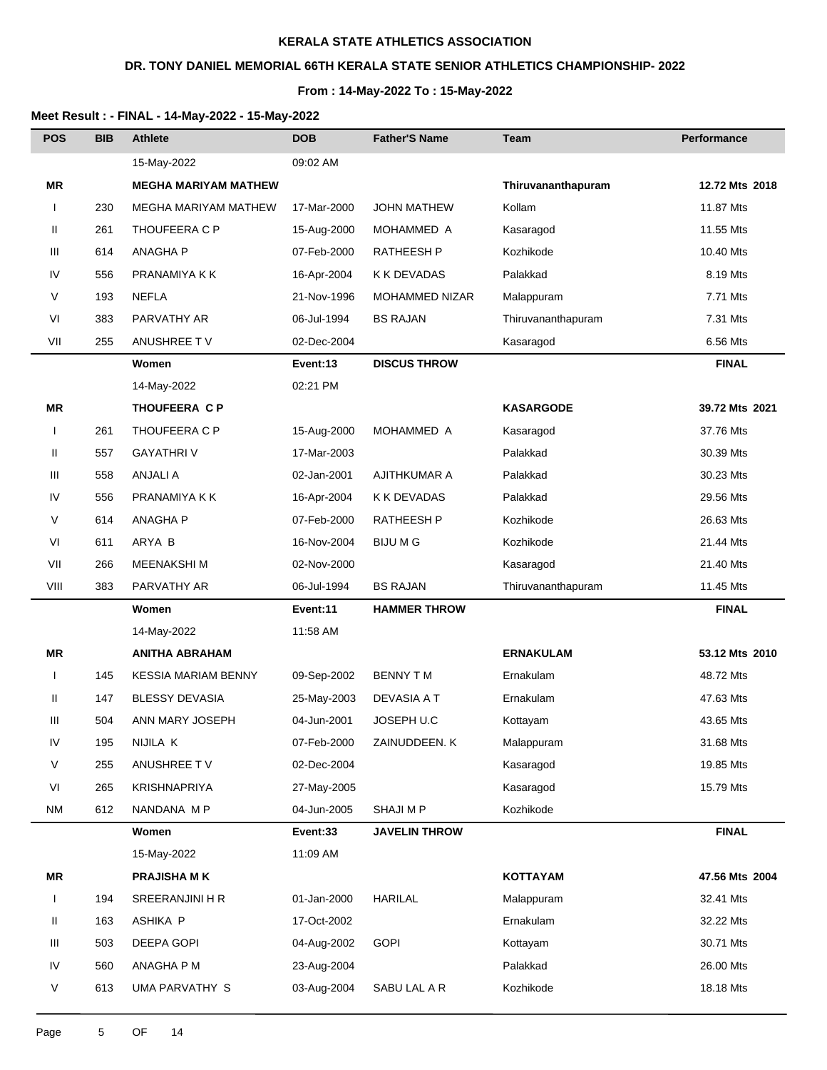**KERALA STATE ATHLETICS ASSOCIATION**

**DR. TONY DANIEL MEMORIAL 66TH KERALA STATE SENIOR ATHLETICS CHAMPIONSHIP- 2022**

**From : 14-May-2022 To : 15-May-2022**

**Meet Result : - FINAL - 14-May-2022 - 15-May-2022**

| POS | BIB | Athlete | DOB | Father'S Name | Team | Performance |
|---|---|---|---|---|---|---|
| | | 15-May-2022 | 09:02 AM | | | |
| **MR** | | **MEGHA MARIYAM MATHEW** | | | **Thiruvananthapuram** | **12.72 Mts 2018** |
| I | 230 | MEGHA MARIYAM MATHEW | 17-Mar-2000 | JOHN MATHEW | Kollam | 11.87 Mts |
| II | 261 | THOUFEERA C P | 15-Aug-2000 | MOHAMMED A | Kasaragod | 11.55 Mts |
| III | 614 | ANAGHA P | 07-Feb-2000 | RATHEESH P | Kozhikode | 10.40 Mts |
| IV | 556 | PRANAMIYA K K | 16-Apr-2004 | K K DEVADAS | Palakkad | 8.19 Mts |
| V | 193 | NEFLA | 21-Nov-1996 | MOHAMMED NIZAR | Malappuram | 7.71 Mts |
| VI | 383 | PARVATHY AR | 06-Jul-1994 | BS RAJAN | Thiruvananthapuram | 7.31 Mts |
| VII | 255 | ANUSHREE T V | 02-Dec-2004 | | Kasaragod | 6.56 Mts |
| | | **Women** | **Event:13** | **DISCUS THROW** | | **FINAL** |
| | | 14-May-2022 | 02:21 PM | | | |
| **MR** | | **THOUFEERA C P** | | | **KASARGODE** | **39.72 Mts 2021** |
| I | 261 | THOUFEERA C P | 15-Aug-2000 | MOHAMMED A | Kasaragod | 37.76 Mts |
| II | 557 | GAYATHRI V | 17-Mar-2003 | | Palakkad | 30.39 Mts |
| III | 558 | ANJALI A | 02-Jan-2001 | AJITHKUMAR A | Palakkad | 30.23 Mts |
| IV | 556 | PRANAMIYA K K | 16-Apr-2004 | K K DEVADAS | Palakkad | 29.56 Mts |
| V | 614 | ANAGHA P | 07-Feb-2000 | RATHEESH P | Kozhikode | 26.63 Mts |
| VI | 611 | ARYA B | 16-Nov-2004 | BIJU M G | Kozhikode | 21.44 Mts |
| VII | 266 | MEENAKSHI M | 02-Nov-2000 | | Kasaragod | 21.40 Mts |
| VIII | 383 | PARVATHY AR | 06-Jul-1994 | BS RAJAN | Thiruvananthapuram | 11.45 Mts |
| | | **Women** | **Event:11** | **HAMMER THROW** | | **FINAL** |
| | | 14-May-2022 | 11:58 AM | | | |
| **MR** | | **ANITHA ABRAHAM** | | | **ERNAKULAM** | **53.12 Mts 2010** |
| I | 145 | KESSIA MARIAM BENNY | 09-Sep-2002 | BENNY T M | Ernakulam | 48.72 Mts |
| II | 147 | BLESSY DEVASIA | 25-May-2003 | DEVASIA A T | Ernakulam | 47.63 Mts |
| III | 504 | ANN MARY JOSEPH | 04-Jun-2001 | JOSEPH U.C | Kottayam | 43.65 Mts |
| IV | 195 | NIJILA K | 07-Feb-2000 | ZAINUDDEEN. K | Malappuram | 31.68 Mts |
| V | 255 | ANUSHREE T V | 02-Dec-2004 | | Kasaragod | 19.85 Mts |
| VI | 265 | KRISHNAPRIYA | 27-May-2005 | | Kasaragod | 15.79 Mts |
| NM | 612 | NANDANA M P | 04-Jun-2005 | SHAJI M P | Kozhikode | |
| | | **Women** | **Event:33** | **JAVELIN THROW** | | **FINAL** |
| | | 15-May-2022 | 11:09 AM | | | |
| **MR** | | **PRAJISHA M K** | | | **KOTTAYAM** | **47.56 Mts 2004** |
| I | 194 | SREERANJINI H R | 01-Jan-2000 | HARILAL | Malappuram | 32.41 Mts |
| II | 163 | ASHIKA P | 17-Oct-2002 | | Ernakulam | 32.22 Mts |
| III | 503 | DEEPA GOPI | 04-Aug-2002 | GOPI | Kottayam | 30.71 Mts |
| IV | 560 | ANAGHA P M | 23-Aug-2004 | | Palakkad | 26.00 Mts |
| V | 613 | UMA PARVATHY S | 03-Aug-2004 | SABU LAL A R | Kozhikode | 18.18 Mts |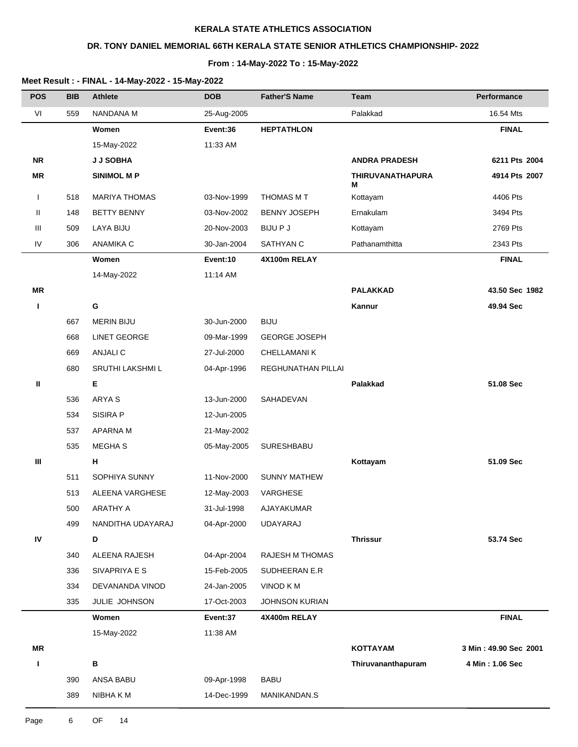**KERALA STATE ATHLETICS ASSOCIATION**

**DR. TONY DANIEL MEMORIAL 66TH KERALA STATE SENIOR ATHLETICS CHAMPIONSHIP- 2022**

**From : 14-May-2022 To : 15-May-2022**

**Meet Result : - FINAL - 14-May-2022 - 15-May-2022**

| POS | BIB | Athlete | DOB | Father'S Name | Team | Performance |
|---|---|---|---|---|---|---|
| VI | 559 | NANDANA M | 25-Aug-2005 | | Palakkad | 16.54 Mts |
| | | **Women** | **Event:36** | **HEPTATHLON** | | **FINAL** |
| | | 15-May-2022 | 11:33 AM | | | |
| **NR** | | **J J SOBHA** | | | **ANDRA PRADESH** | **6211 Pts 2004** |
| **MR** | | **SINIMOL M P** | | | **THIRUVANATHAPURAM** | **4914 Pts 2007** |
| I | 518 | MARIYA THOMAS | 03-Nov-1999 | THOMAS M T | Kottayam | 4406 Pts |
| II | 148 | BETTY BENNY | 03-Nov-2002 | BENNY JOSEPH | Ernakulam | 3494 Pts |
| III | 509 | LAYA BIJU | 20-Nov-2003 | BIJU P J | Kottayam | 2769 Pts |
| IV | 306 | ANAMIKA C | 30-Jan-2004 | SATHYAN C | Pathanamthitta | 2343 Pts |
| | | **Women** | **Event:10** | **4X100m RELAY** | | **FINAL** |
| | | 14-May-2022 | 11:14 AM | | | |
| **MR** | | | | | **PALAKKAD** | **43.50 Sec 1982** |
| **I** | | **G** | | | **Kannur** | **49.94 Sec** |
| | 667 | MERIN BIJU | 30-Jun-2000 | BIJU | | |
| | 668 | LINET GEORGE | 09-Mar-1999 | GEORGE JOSEPH | | |
| | 669 | ANJALI C | 27-Jul-2000 | CHELLAMANI K | | |
| | 680 | SRUTHI LAKSHMI L | 04-Apr-1996 | REGHUNATHAN PILLAI | | |
| **II** | | **E** | | | **Palakkad** | **51.08 Sec** |
| | 536 | ARYA S | 13-Jun-2000 | SAHADEVAN | | |
| | 534 | SISIRA P | 12-Jun-2005 | | | |
| | 537 | APARNA M | 21-May-2002 | | | |
| | 535 | MEGHA S | 05-May-2005 | SURESHBABU | | |
| **III** | | **H** | | | **Kottayam** | **51.09 Sec** |
| | 511 | SOPHIYA SUNNY | 11-Nov-2000 | SUNNY MATHEW | | |
| | 513 | ALEENA VARGHESE | 12-May-2003 | VARGHESE | | |
| | 500 | ARATHY A | 31-Jul-1998 | AJAYAKUMAR | | |
| | 499 | NANDITHA UDAYARAJ | 04-Apr-2000 | UDAYARAJ | | |
| **IV** | | **D** | | | **Thrissur** | **53.74 Sec** |
| | 340 | ALEENA RAJESH | 04-Apr-2004 | RAJESH M THOMAS | | |
| | 336 | SIVAPRIYA E S | 15-Feb-2005 | SUDHEERAN E.R | | |
| | 334 | DEVANANDA VINOD | 24-Jan-2005 | VINOD K M | | |
| | 335 | JULIE JOHNSON | 17-Oct-2003 | JOHNSON KURIAN | | |
| | | **Women** | **Event:37** | **4X400m RELAY** | | **FINAL** |
| | | 15-May-2022 | 11:38 AM | | | |
| **MR** | | | | | **KOTTAYAM** | **3 Min : 49.90 Sec 2001** |
| **I** | | **B** | | | **Thiruvananthapuram** | **4 Min : 1.06 Sec** |
| | 390 | ANSA BABU | 09-Apr-1998 | BABU | | |
| | 389 | NIBHA K M | 14-Dec-1999 | MANIKANDAN.S | | |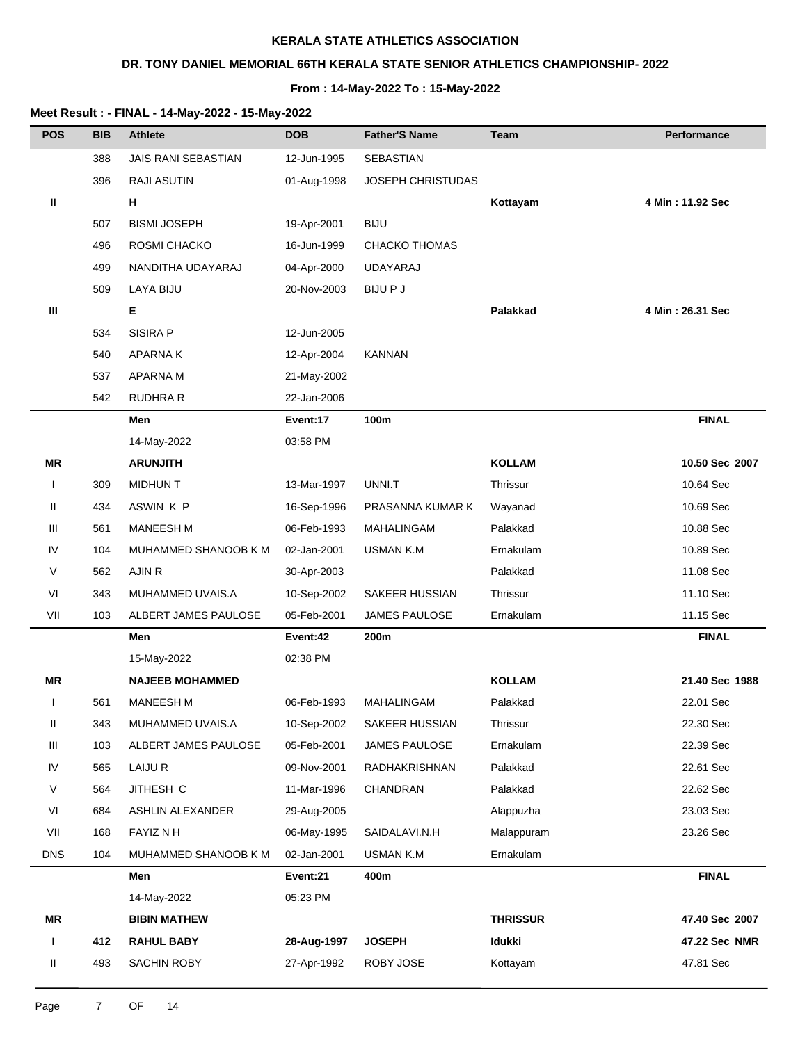**KERALA STATE ATHLETICS ASSOCIATION**

**DR. TONY DANIEL MEMORIAL 66TH KERALA STATE SENIOR ATHLETICS CHAMPIONSHIP- 2022**

**From : 14-May-2022 To : 15-May-2022**

**Meet Result : - FINAL - 14-May-2022 - 15-May-2022**

| POS | BIB | Athlete | DOB | Father'S Name | Team | Performance |
|---|---|---|---|---|---|---|
| | 388 | JAIS RANI SEBASTIAN | 12-Jun-1995 | SEBASTIAN | | |
| | 396 | RAJI ASUTIN | 01-Aug-1998 | JOSEPH CHRISTUDAS | | |
| **II** | | **H** | | | **Kottayam** | **4 Min : 11.92 Sec** |
| | 507 | BISMI JOSEPH | 19-Apr-2001 | BIJU | | |
| | 496 | ROSMI CHACKO | 16-Jun-1999 | CHACKO THOMAS | | |
| | 499 | NANDITHA UDAYARAJ | 04-Apr-2000 | UDAYARAJ | | |
| | 509 | LAYA BIJU | 20-Nov-2003 | BIJU P J | | |
| **III** | | **E** | | | **Palakkad** | **4 Min : 26.31 Sec** |
| | 534 | SISIRA P | 12-Jun-2005 | | | |
| | 540 | APARNA K | 12-Apr-2004 | KANNAN | | |
| | 537 | APARNA M | 21-May-2002 | | | |
| | 542 | RUDHRA R | 22-Jan-2006 | | | |
| | | **Men** | **Event:17** | **100m** | | **FINAL** |
| | | 14-May-2022 | 03:58 PM | | | |
| **MR** | | **ARUNJITH** | | | **KOLLAM** | **10.50 Sec 2007** |
| I | 309 | MIDHUN T | 13-Mar-1997 | UNNI.T | Thrissur | 10.64 Sec |
| II | 434 | ASWIN K P | 16-Sep-1996 | PRASANNA KUMAR K | Wayanad | 10.69 Sec |
| III | 561 | MANEESH M | 06-Feb-1993 | MAHALINGAM | Palakkad | 10.88 Sec |
| IV | 104 | MUHAMMED SHANOOB K M | 02-Jan-2001 | USMAN K.M | Ernakulam | 10.89 Sec |
| V | 562 | AJIN R | 30-Apr-2003 | | Palakkad | 11.08 Sec |
| VI | 343 | MUHAMMED UVAIS.A | 10-Sep-2002 | SAKEER HUSSIAN | Thrissur | 11.10 Sec |
| VII | 103 | ALBERT JAMES PAULOSE | 05-Feb-2001 | JAMES PAULOSE | Ernakulam | 11.15 Sec |
| | | **Men** | **Event:42** | **200m** | | **FINAL** |
| | | 15-May-2022 | 02:38 PM | | | |
| **MR** | | **NAJEEB MOHAMMED** | | | **KOLLAM** | **21.40 Sec 1988** |
| I | 561 | MANEESH M | 06-Feb-1993 | MAHALINGAM | Palakkad | 22.01 Sec |
| II | 343 | MUHAMMED UVAIS.A | 10-Sep-2002 | SAKEER HUSSIAN | Thrissur | 22.30 Sec |
| III | 103 | ALBERT JAMES PAULOSE | 05-Feb-2001 | JAMES PAULOSE | Ernakulam | 22.39 Sec |
| IV | 565 | LAIJU R | 09-Nov-2001 | RADHAKRISHNAN | Palakkad | 22.61 Sec |
| V | 564 | JITHESH C | 11-Mar-1996 | CHANDRAN | Palakkad | 22.62 Sec |
| VI | 684 | ASHLIN ALEXANDER | 29-Aug-2005 | | Alappuzha | 23.03 Sec |
| VII | 168 | FAYIZ N H | 06-May-1995 | SAIDALAVI.N.H | Malappuram | 23.26 Sec |
| DNS | 104 | MUHAMMED SHANOOB K M | 02-Jan-2001 | USMAN K.M | Ernakulam | |
| | | **Men** | **Event:21** | **400m** | | **FINAL** |
| | | 14-May-2022 | 05:23 PM | | | |
| **MR** | | **BIBIN MATHEW** | | | **THRISSUR** | **47.40 Sec 2007** |
| **I** | **412** | **RAHUL BABY** | **28-Aug-1997** | **JOSEPH** | **Idukki** | **47.22 Sec NMR** |
| II | 493 | SACHIN ROBY | 27-Apr-1992 | ROBY JOSE | Kottayam | 47.81 Sec |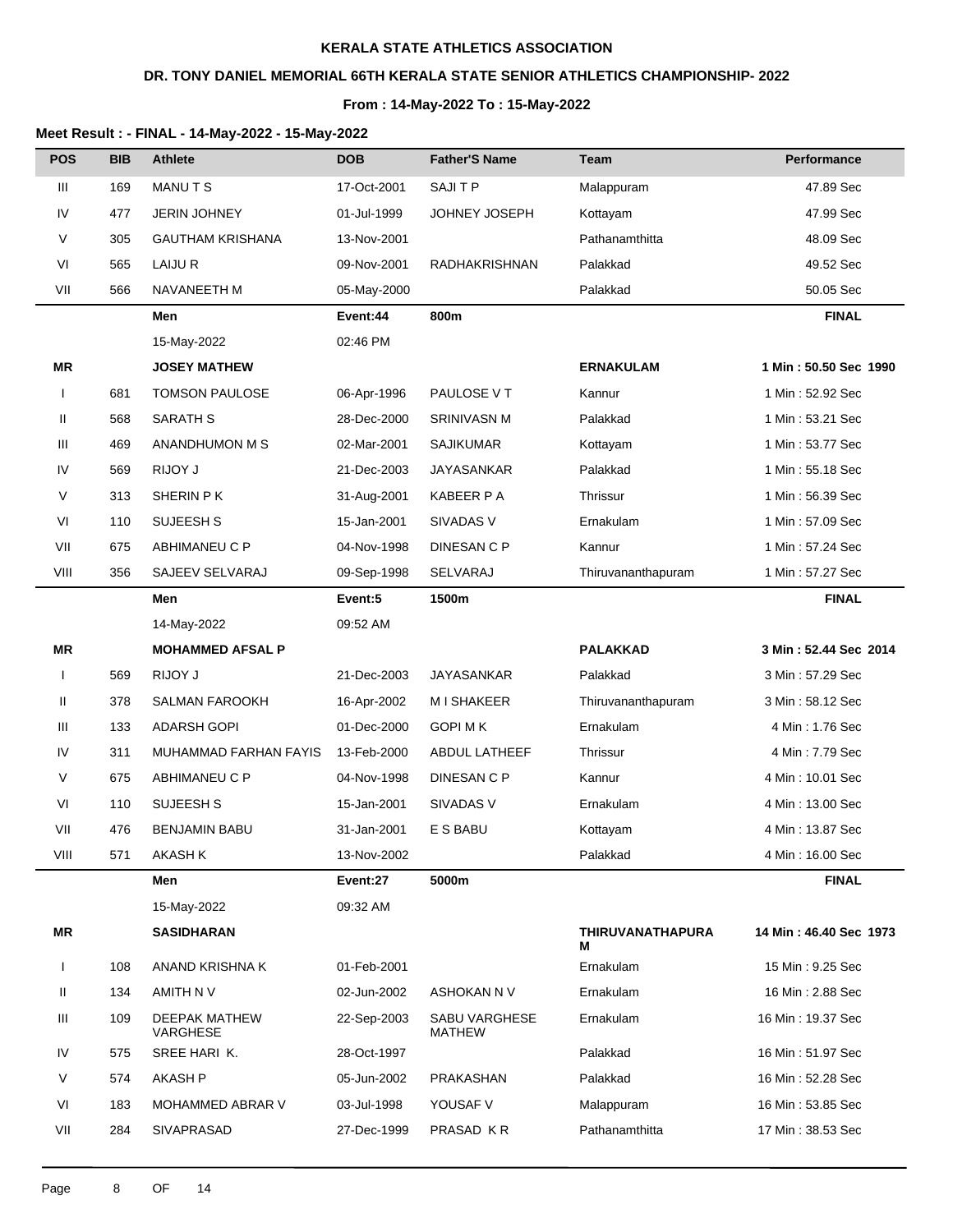**KERALA STATE ATHLETICS ASSOCIATION**

**DR. TONY DANIEL MEMORIAL 66TH KERALA STATE SENIOR ATHLETICS CHAMPIONSHIP- 2022**

**From : 14-May-2022 To : 15-May-2022**

**Meet Result : - FINAL - 14-May-2022 - 15-May-2022**

| POS | BIB | Athlete | DOB | Father'S Name | Team | Performance |
|---|---|---|---|---|---|---|
| III | 169 | MANU T S | 17-Oct-2001 | SAJI T P | Malappuram | 47.89 Sec |
| IV | 477 | JERIN JOHNEY | 01-Jul-1999 | JOHNEY JOSEPH | Kottayam | 47.99 Sec |
| V | 305 | GAUTHAM KRISHANA | 13-Nov-2001 | | Pathanamthitta | 48.09 Sec |
| VI | 565 | LAIJU R | 09-Nov-2001 | RADHAKRISHNAN | Palakkad | 49.52 Sec |
| VII | 566 | NAVANEETH M | 05-May-2000 | | Palakkad | 50.05 Sec |
| | | **Men** | **Event:44** | **800m** | | **FINAL** |
| | | 15-May-2022 | 02:46 PM | | | |
| **MR** | | **JOSEY MATHEW** | | | **ERNAKULAM** | **1 Min : 50.50 Sec 1990** |
| I | 681 | TOMSON PAULOSE | 06-Apr-1996 | PAULOSE V T | Kannur | 1 Min : 52.92 Sec |
| II | 568 | SARATH S | 28-Dec-2000 | SRINIVASN M | Palakkad | 1 Min : 53.21 Sec |
| III | 469 | ANANDHUMON M S | 02-Mar-2001 | SAJIKUMAR | Kottayam | 1 Min : 53.77 Sec |
| IV | 569 | RIJOY J | 21-Dec-2003 | JAYASANKAR | Palakkad | 1 Min : 55.18 Sec |
| V | 313 | SHERIN P K | 31-Aug-2001 | KABEER P A | Thrissur | 1 Min : 56.39 Sec |
| VI | 110 | SUJEESH S | 15-Jan-2001 | SIVADAS V | Ernakulam | 1 Min : 57.09 Sec |
| VII | 675 | ABHIMANEU C P | 04-Nov-1998 | DINESAN C P | Kannur | 1 Min : 57.24 Sec |
| VIII | 356 | SAJEEV SELVARAJ | 09-Sep-1998 | SELVARAJ | Thiruvananthapuram | 1 Min : 57.27 Sec |
| | | **Men** | **Event:5** | **1500m** | | **FINAL** |
| | | 14-May-2022 | 09:52 AM | | | |
| **MR** | | **MOHAMMED AFSAL P** | | | **PALAKKAD** | **3 Min : 52.44 Sec 2014** |
| I | 569 | RIJOY J | 21-Dec-2003 | JAYASANKAR | Palakkad | 3 Min : 57.29 Sec |
| II | 378 | SALMAN FAROOKH | 16-Apr-2002 | M I SHAKEER | Thiruvananthapuram | 3 Min : 58.12 Sec |
| III | 133 | ADARSH GOPI | 01-Dec-2000 | GOPI M K | Ernakulam | 4 Min : 1.76 Sec |
| IV | 311 | MUHAMMAD FARHAN FAYIS | 13-Feb-2000 | ABDUL LATHEEF | Thrissur | 4 Min : 7.79 Sec |
| V | 675 | ABHIMANEU C P | 04-Nov-1998 | DINESAN C P | Kannur | 4 Min : 10.01 Sec |
| VI | 110 | SUJEESH S | 15-Jan-2001 | SIVADAS V | Ernakulam | 4 Min : 13.00 Sec |
| VII | 476 | BENJAMIN BABU | 31-Jan-2001 | E S BABU | Kottayam | 4 Min : 13.87 Sec |
| VIII | 571 | AKASH K | 13-Nov-2002 | | Palakkad | 4 Min : 16.00 Sec |
| | | **Men** | **Event:27** | **5000m** | | **FINAL** |
| | | 15-May-2022 | 09:32 AM | | | |
| **MR** | | **SASIDHARAN** | | | **THIRUVANATHAPURAM** | **14 Min : 46.40 Sec 1973** |
| I | 108 | ANAND KRISHNA K | 01-Feb-2001 | | Ernakulam | 15 Min : 9.25 Sec |
| II | 134 | AMITH N V | 02-Jun-2002 | ASHOKAN N V | Ernakulam | 16 Min : 2.88 Sec |
| III | 109 | DEEPAK MATHEW VARGHESE | 22-Sep-2003 | SABU VARGHESE MATHEW | Ernakulam | 16 Min : 19.37 Sec |
| IV | 575 | SREE HARI K. | 28-Oct-1997 | | Palakkad | 16 Min : 51.97 Sec |
| V | 574 | AKASH P | 05-Jun-2002 | PRAKASHAN | Palakkad | 16 Min : 52.28 Sec |
| VI | 183 | MOHAMMED ABRAR V | 03-Jul-1998 | YOUSAF V | Malappuram | 16 Min : 53.85 Sec |
| VII | 284 | SIVAPRASAD | 27-Dec-1999 | PRASAD K R | Pathanamthitta | 17 Min : 38.53 Sec |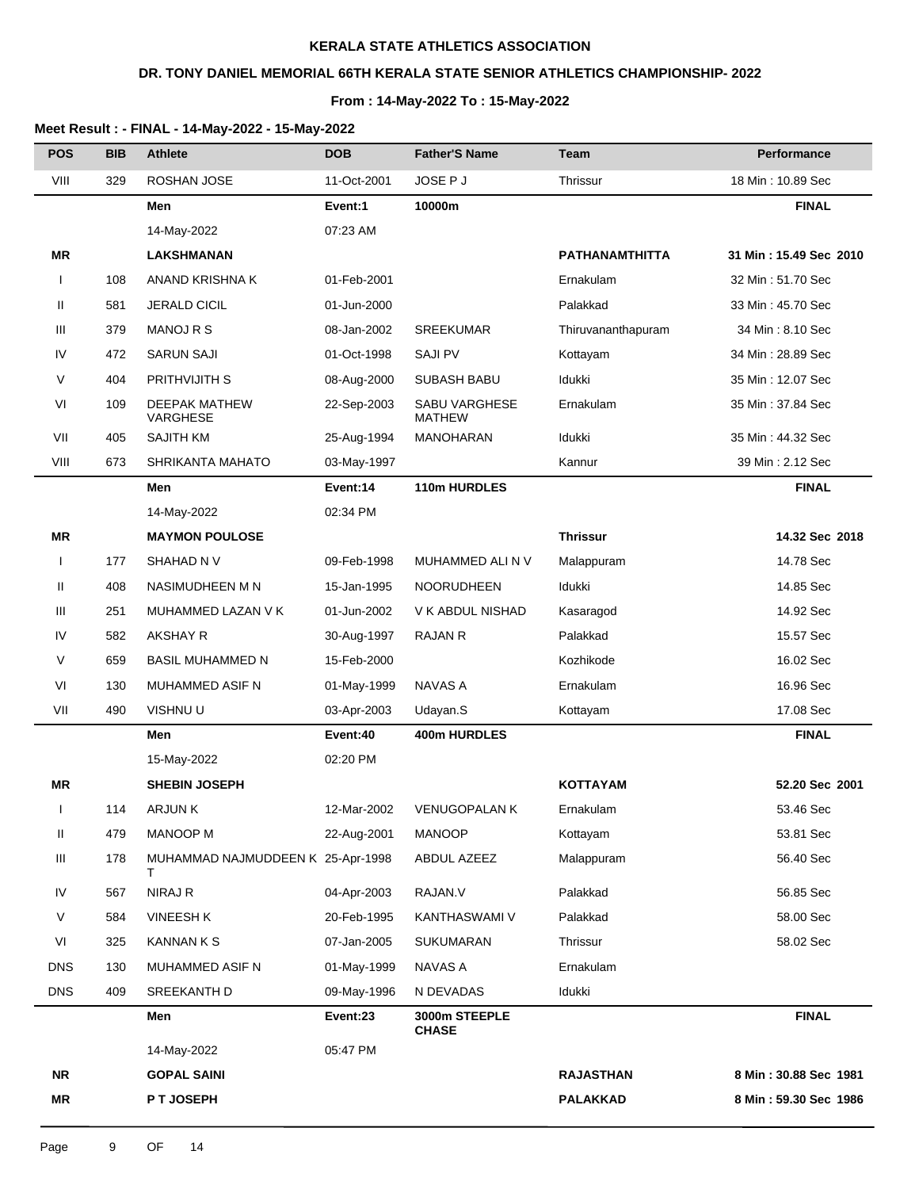**KERALA STATE ATHLETICS ASSOCIATION**

**DR. TONY DANIEL MEMORIAL 66TH KERALA STATE SENIOR ATHLETICS CHAMPIONSHIP- 2022**

**From : 14-May-2022 To : 15-May-2022**

**Meet Result : - FINAL - 14-May-2022 - 15-May-2022**

| POS | BIB | Athlete | DOB | Father'S Name | Team | Performance |
|---|---|---|---|---|---|---|
| VIII | 329 | ROSHAN JOSE | 11-Oct-2001 | JOSE P J | Thrissur | 18 Min : 10.89 Sec |
| | | **Men** | **Event:1** | **10000m** | | **FINAL** |
| | | 14-May-2022 | 07:23 AM | | | |
| **MR** | | **LAKSHMANAN** | | | **PATHANAMTHITTA** | **31 Min : 15.49 Sec 2010** |
| I | 108 | ANAND KRISHNA K | 01-Feb-2001 | | Ernakulam | 32 Min : 51.70 Sec |
| II | 581 | JERALD CICIL | 01-Jun-2000 | | Palakkad | 33 Min : 45.70 Sec |
| III | 379 | MANOJ R S | 08-Jan-2002 | SREEKUMAR | Thiruvananthapuram | 34 Min : 8.10 Sec |
| IV | 472 | SARUN SAJI | 01-Oct-1998 | SAJI PV | Kottayam | 34 Min : 28.89 Sec |
| V | 404 | PRITHVIJITH S | 08-Aug-2000 | SUBASH BABU | Idukki | 35 Min : 12.07 Sec |
| VI | 109 | DEEPAK MATHEW VARGHESE | 22-Sep-2003 | SABU VARGHESE MATHEW | Ernakulam | 35 Min : 37.84 Sec |
| VII | 405 | SAJITH KM | 25-Aug-1994 | MANOHARAN | Idukki | 35 Min : 44.32 Sec |
| VIII | 673 | SHRIKANTA MAHATO | 03-May-1997 | | Kannur | 39 Min : 2.12 Sec |
| | | **Men** | **Event:14** | **110m HURDLES** | | **FINAL** |
| | | 14-May-2022 | 02:34 PM | | | |
| **MR** | | **MAYMON POULOSE** | | | **Thrissur** | **14.32 Sec 2018** |
| I | 177 | SHAHAD N V | 09-Feb-1998 | MUHAMMED ALI N V | Malappuram | 14.78 Sec |
| II | 408 | NASIMUDHEEN M N | 15-Jan-1995 | NOORUDHEEN | Idukki | 14.85 Sec |
| III | 251 | MUHAMMED LAZAN V K | 01-Jun-2002 | V K ABDUL NISHAD | Kasaragod | 14.92 Sec |
| IV | 582 | AKSHAY R | 30-Aug-1997 | RAJAN R | Palakkad | 15.57 Sec |
| V | 659 | BASIL MUHAMMED N | 15-Feb-2000 | | Kozhikode | 16.02 Sec |
| VI | 130 | MUHAMMED ASIF N | 01-May-1999 | NAVAS A | Ernakulam | 16.96 Sec |
| VII | 490 | VISHNU U | 03-Apr-2003 | Udayan.S | Kottayam | 17.08 Sec |
| | | **Men** | **Event:40** | **400m HURDLES** | | **FINAL** |
| | | 15-May-2022 | 02:20 PM | | | |
| **MR** | | **SHEBIN JOSEPH** | | | **KOTTAYAM** | **52.20 Sec 2001** |
| I | 114 | ARJUN K | 12-Mar-2002 | VENUGOPALAN K | Ernakulam | 53.46 Sec |
| II | 479 | MANOOP M | 22-Aug-2001 | MANOOP | Kottayam | 53.81 Sec |
| III | 178 | MUHAMMAD NAJMUDDEEN K T | 25-Apr-1998 | ABDUL AZEEZ | Malappuram | 56.40 Sec |
| IV | 567 | NIRAJ R | 04-Apr-2003 | RAJAN.V | Palakkad | 56.85 Sec |
| V | 584 | VINEESH K | 20-Feb-1995 | KANTHASWAMI V | Palakkad | 58.00 Sec |
| VI | 325 | KANNAN K S | 07-Jan-2005 | SUKUMARAN | Thrissur | 58.02 Sec |
| DNS | 130 | MUHAMMED ASIF N | 01-May-1999 | NAVAS A | Ernakulam | |
| DNS | 409 | SREEKANTH D | 09-May-1996 | N DEVADAS | Idukki | |
| | | **Men** | **Event:23** | **3000m STEEPLE CHASE** | | **FINAL** |
| | | 14-May-2022 | 05:47 PM | | | |
| **NR** | | **GOPAL SAINI** | | | **RAJASTHAN** | **8 Min : 30.88 Sec 1981** |
| **MR** | | **P T JOSEPH** | | | **PALAKKAD** | **8 Min : 59.30 Sec 1986** |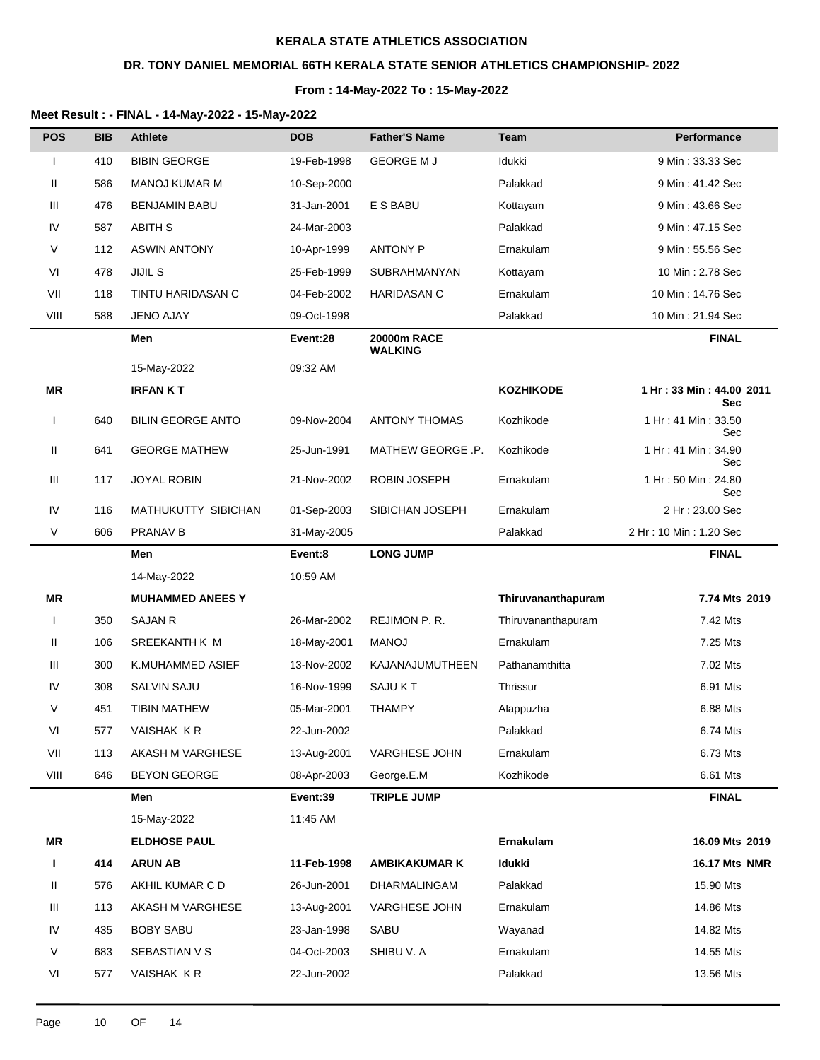# KERALA STATE ATHLETICS ASSOCIATION

## DR. TONY DANIEL MEMORIAL 66TH KERALA STATE SENIOR ATHLETICS CHAMPIONSHIP- 2022

### From : 14-May-2022 To : 15-May-2022

**Meet Result : - FINAL - 14-May-2022 - 15-May-2022**

| POS | BIB | Athlete | DOB | Father'S Name | Team | Performance |
|---|---|---|---|---|---|---|
| I | 410 | BIBIN GEORGE | 19-Feb-1998 | GEORGE M J | Idukki | 9 Min : 33.33 Sec |
| II | 586 | MANOJ KUMAR M | 10-Sep-2000 | | Palakkad | 9 Min : 41.42 Sec |
| III | 476 | BENJAMIN BABU | 31-Jan-2001 | E S BABU | Kottayam | 9 Min : 43.66 Sec |
| IV | 587 | ABITH S | 24-Mar-2003 | | Palakkad | 9 Min : 47.15 Sec |
| V | 112 | ASWIN ANTONY | 10-Apr-1999 | ANTONY P | Ernakulam | 9 Min : 55.56 Sec |
| VI | 478 | JIJIL S | 25-Feb-1999 | SUBRAHMANYAN | Kottayam | 10 Min : 2.78 Sec |
| VII | 118 | TINTU HARIDASAN C | 04-Feb-2002 | HARIDASAN C | Ernakulam | 10 Min : 14.76 Sec |
| VIII | 588 | JENO AJAY | 09-Oct-1998 | | Palakkad | 10 Min : 21.94 Sec |
| | | **Men** | **Event:28** | **20000m RACE WALKING** | | **FINAL** |
| | | 15-May-2022 | 09:32 AM | | | |
| **MR** | | **IRFAN K T** | | | **KOZHIKODE** | **1 Hr : 33 Min : 44.00 Sec 2011** |
| I | 640 | BILIN GEORGE ANTO | 09-Nov-2004 | ANTONY THOMAS | Kozhikode | 1 Hr : 41 Min : 33.50 Sec |
| II | 641 | GEORGE MATHEW | 25-Jun-1991 | MATHEW GEORGE .P. | Kozhikode | 1 Hr : 41 Min : 34.90 Sec |
| III | 117 | JOYAL ROBIN | 21-Nov-2002 | ROBIN JOSEPH | Ernakulam | 1 Hr : 50 Min : 24.80 Sec |
| IV | 116 | MATHUKUTTY SIBICHAN | 01-Sep-2003 | SIBICHAN JOSEPH | Ernakulam | 2 Hr : 23.00 Sec |
| V | 606 | PRANAV B | 31-May-2005 | | Palakkad | 2 Hr : 10 Min : 1.20 Sec |
| | | **Men** | **Event:8** | **LONG JUMP** | | **FINAL** |
| | | 14-May-2022 | 10:59 AM | | | |
| **MR** | | **MUHAMMED ANEES Y** | | | **Thiruvananthapuram** | **7.74 Mts 2019** |
| I | 350 | SAJAN R | 26-Mar-2002 | REJIMON P. R. | Thiruvananthapuram | 7.42 Mts |
| II | 106 | SREEKANTH K M | 18-May-2001 | MANOJ | Ernakulam | 7.25 Mts |
| III | 300 | K.MUHAMMED ASIEF | 13-Nov-2002 | KAJANAJUMUTHEEN | Pathanamthitta | 7.02 Mts |
| IV | 308 | SALVIN SAJU | 16-Nov-1999 | SAJU K T | Thrissur | 6.91 Mts |
| V | 451 | TIBIN MATHEW | 05-Mar-2001 | THAMPY | Alappuzha | 6.88 Mts |
| VI | 577 | VAISHAK K R | 22-Jun-2002 | | Palakkad | 6.74 Mts |
| VII | 113 | AKASH M VARGHESE | 13-Aug-2001 | VARGHESE JOHN | Ernakulam | 6.73 Mts |
| VIII | 646 | BEYON GEORGE | 08-Apr-2003 | George.E.M | Kozhikode | 6.61 Mts |
| | | **Men** | **Event:39** | **TRIPLE JUMP** | | **FINAL** |
| | | 15-May-2022 | 11:45 AM | | | |
| **MR** | | **ELDHOSE PAUL** | | | **Ernakulam** | **16.09 Mts 2019** |
| **I** | **414** | **ARUN AB** | **11-Feb-1998** | **AMBIKAKUMAR K** | **Idukki** | **16.17 Mts NMR** |
| II | 576 | AKHIL KUMAR C D | 26-Jun-2001 | DHARMALINGAM | Palakkad | 15.90 Mts |
| III | 113 | AKASH M VARGHESE | 13-Aug-2001 | VARGHESE JOHN | Ernakulam | 14.86 Mts |
| IV | 435 | BOBY SABU | 23-Jan-1998 | SABU | Wayanad | 14.82 Mts |
| V | 683 | SEBASTIAN V S | 04-Oct-2003 | SHIBU V. A | Ernakulam | 14.55 Mts |
| VI | 577 | VAISHAK K R | 22-Jun-2002 | | Palakkad | 13.56 Mts |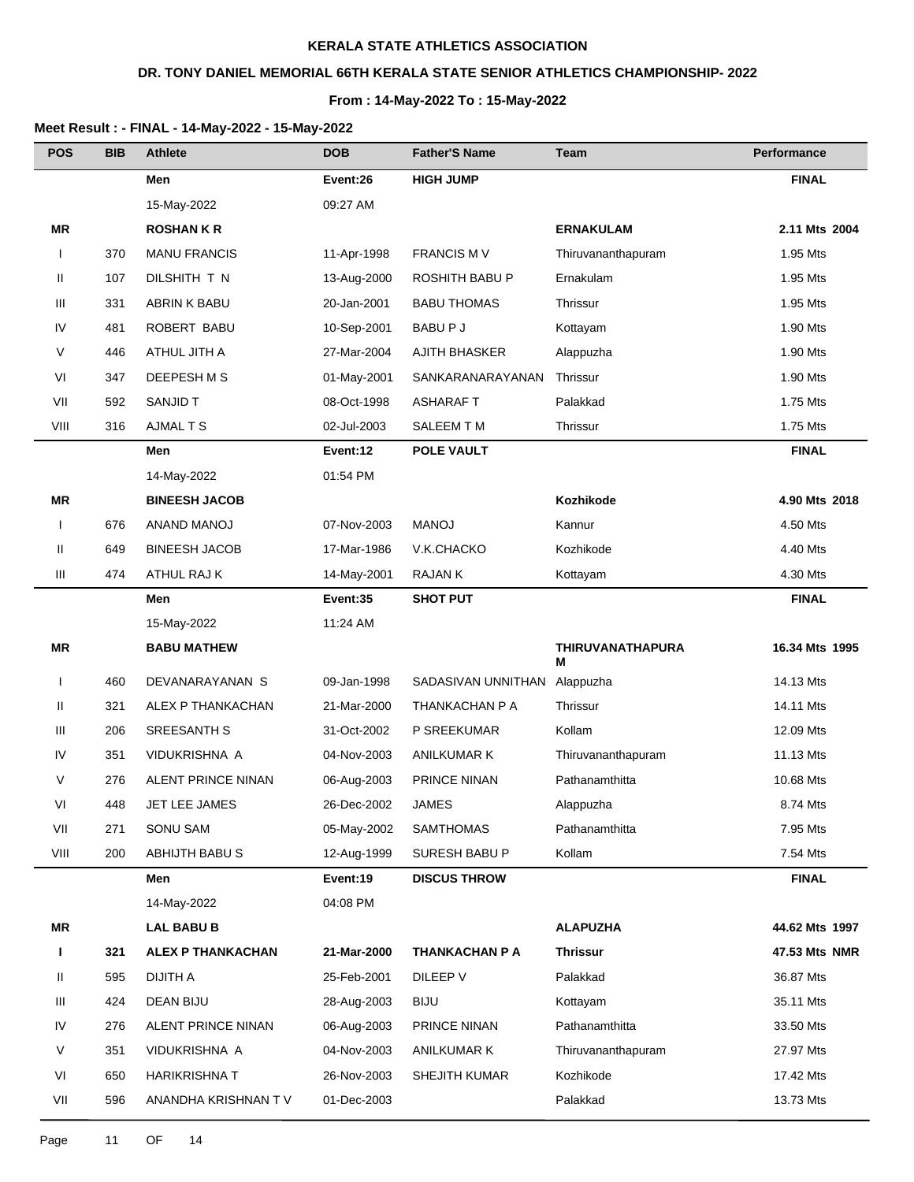**KERALA STATE ATHLETICS ASSOCIATION**

**DR. TONY DANIEL MEMORIAL 66TH KERALA STATE SENIOR ATHLETICS CHAMPIONSHIP- 2022**

**From : 14-May-2022 To : 15-May-2022**

**Meet Result : - FINAL - 14-May-2022 - 15-May-2022**

| POS | BIB | Athlete | DOB | Father'S Name | Team | Performance |
|---|---|---|---|---|---|---|
| | | **Men** | **Event:26** | **HIGH JUMP** | | **FINAL** |
| | | 15-May-2022 | 09:27 AM | | | |
| **MR** | | **ROSHAN K R** | | | **ERNAKULAM** | **2.11 Mts 2004** |
| I | 370 | MANU FRANCIS | 11-Apr-1998 | FRANCIS M V | Thiruvananthapuram | 1.95 Mts |
| II | 107 | DILSHITH T N | 13-Aug-2000 | ROSHITH BABU P | Ernakulam | 1.95 Mts |
| III | 331 | ABRIN K BABU | 20-Jan-2001 | BABU THOMAS | Thrissur | 1.95 Mts |
| IV | 481 | ROBERT BABU | 10-Sep-2001 | BABU P J | Kottayam | 1.90 Mts |
| V | 446 | ATHUL JITH A | 27-Mar-2004 | AJITH BHASKER | Alappuzha | 1.90 Mts |
| VI | 347 | DEEPESH M S | 01-May-2001 | SANKARANARAYANAN | Thrissur | 1.90 Mts |
| VII | 592 | SANJID T | 08-Oct-1998 | ASHARAF T | Palakkad | 1.75 Mts |
| VIII | 316 | AJMAL T S | 02-Jul-2003 | SALEEM T M | Thrissur | 1.75 Mts |
| | | **Men** | **Event:12** | **POLE VAULT** | | **FINAL** |
| | | 14-May-2022 | 01:54 PM | | | |
| **MR** | | **BINEESH JACOB** | | | **Kozhikode** | **4.90 Mts 2018** |
| I | 676 | ANAND MANOJ | 07-Nov-2003 | MANOJ | Kannur | 4.50 Mts |
| II | 649 | BINEESH JACOB | 17-Mar-1986 | V.K.CHACKO | Kozhikode | 4.40 Mts |
| III | 474 | ATHUL RAJ K | 14-May-2001 | RAJAN K | Kottayam | 4.30 Mts |
| | | **Men** | **Event:35** | **SHOT PUT** | | **FINAL** |
| | | 15-May-2022 | 11:24 AM | | | |
| **MR** | | **BABU MATHEW** | | | **THIRUVANATHAPURAM** | **16.34 Mts 1995** |
| I | 460 | DEVANARAYANAN S | 09-Jan-1998 | SADASIVAN UNNITHAN | Alappuzha | 14.13 Mts |
| II | 321 | ALEX P THANKACHAN | 21-Mar-2000 | THANKACHAN P A | Thrissur | 14.11 Mts |
| III | 206 | SREESANTH S | 31-Oct-2002 | P SREEKUMAR | Kollam | 12.09 Mts |
| IV | 351 | VIDUKRISHNA A | 04-Nov-2003 | ANILKUMAR K | Thiruvananthapuram | 11.13 Mts |
| V | 276 | ALENT PRINCE NINAN | 06-Aug-2003 | PRINCE NINAN | Pathanamthitta | 10.68 Mts |
| VI | 448 | JET LEE JAMES | 26-Dec-2002 | JAMES | Alappuzha | 8.74 Mts |
| VII | 271 | SONU SAM | 05-May-2002 | SAMTHOMAS | Pathanamthitta | 7.95 Mts |
| VIII | 200 | ABHIJTH BABU S | 12-Aug-1999 | SURESH BABU P | Kollam | 7.54 Mts |
| | | **Men** | **Event:19** | **DISCUS THROW** | | **FINAL** |
| | | 14-May-2022 | 04:08 PM | | | |
| **MR** | | **LAL BABU B** | | | **ALAPUZHA** | **44.62 Mts 1997** |
| **I** | **321** | **ALEX P THANKACHAN** | **21-Mar-2000** | **THANKACHAN P A** | **Thrissur** | **47.53 Mts NMR** |
| II | 595 | DIJITH A | 25-Feb-2001 | DILEEP V | Palakkad | 36.87 Mts |
| III | 424 | DEAN BIJU | 28-Aug-2003 | BIJU | Kottayam | 35.11 Mts |
| IV | 276 | ALENT PRINCE NINAN | 06-Aug-2003 | PRINCE NINAN | Pathanamthitta | 33.50 Mts |
| V | 351 | VIDUKRISHNA A | 04-Nov-2003 | ANILKUMAR K | Thiruvananthapuram | 27.97 Mts |
| VI | 650 | HARIKRISHNA T | 26-Nov-2003 | SHEJITH KUMAR | Kozhikode | 17.42 Mts |
| VII | 596 | ANANDHA KRISHNAN T V | 01-Dec-2003 | | Palakkad | 13.73 Mts |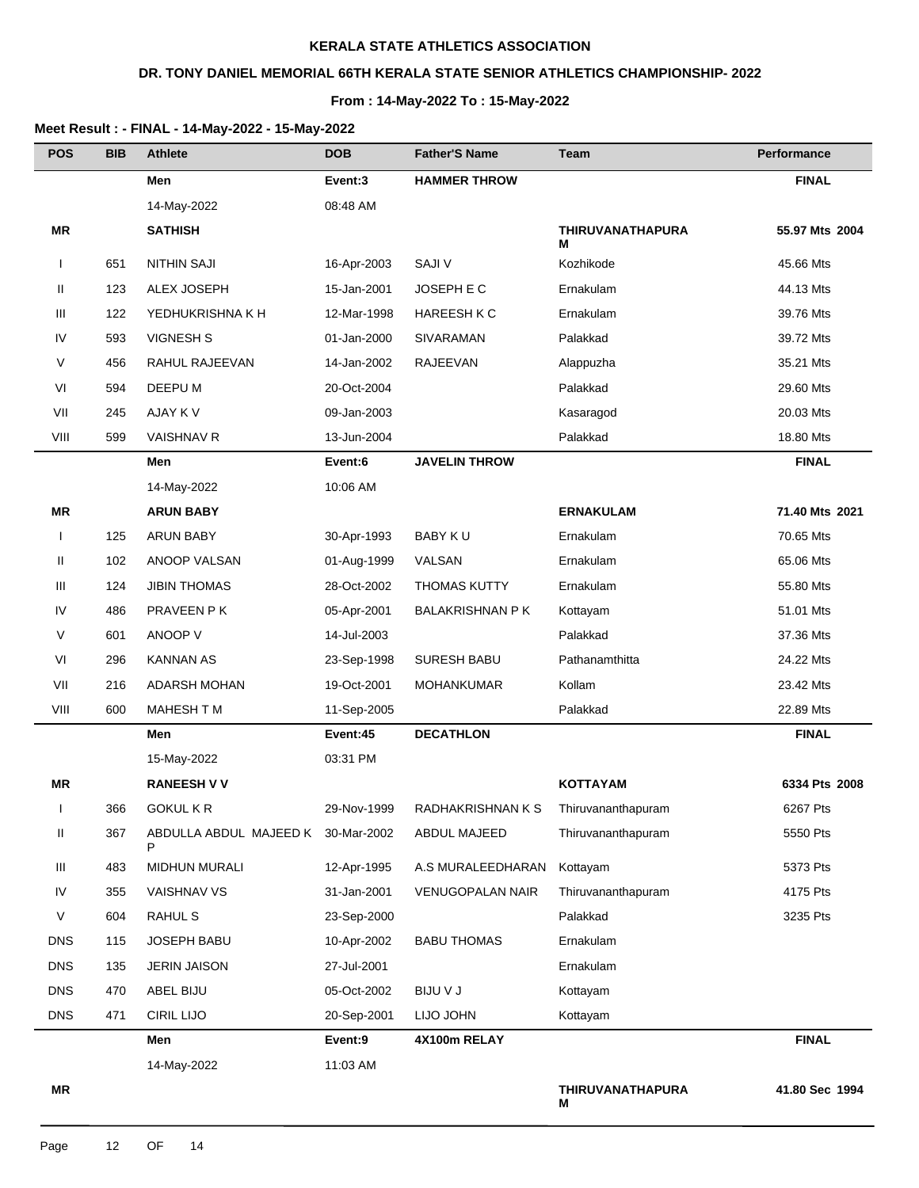**KERALA STATE ATHLETICS ASSOCIATION**

**DR. TONY DANIEL MEMORIAL 66TH KERALA STATE SENIOR ATHLETICS CHAMPIONSHIP- 2022**

**From : 14-May-2022 To : 15-May-2022**

**Meet Result : - FINAL - 14-May-2022 - 15-May-2022**

| POS | BIB | Athlete | DOB | Father'S Name | Team | Performance |
|---|---|---|---|---|---|---|
| | | **Men** | **Event:3** | **HAMMER THROW** | | **FINAL** |
| | | 14-May-2022 | 08:48 AM | | | |
| **MR** | | **SATHISH** | | | **THIRUVANATHAPURAM** | **55.97 Mts 2004** |
| I | 651 | NITHIN SAJI | 16-Apr-2003 | SAJI V | Kozhikode | 45.66 Mts |
| II | 123 | ALEX JOSEPH | 15-Jan-2001 | JOSEPH E C | Ernakulam | 44.13 Mts |
| III | 122 | YEDHUKRISHNA K H | 12-Mar-1998 | HAREESH K C | Ernakulam | 39.76 Mts |
| IV | 593 | VIGNESH S | 01-Jan-2000 | SIVARAMAN | Palakkad | 39.72 Mts |
| V | 456 | RAHUL RAJEEVAN | 14-Jan-2002 | RAJEEVAN | Alappuzha | 35.21 Mts |
| VI | 594 | DEEPU M | 20-Oct-2004 | | Palakkad | 29.60 Mts |
| VII | 245 | AJAY K V | 09-Jan-2003 | | Kasaragod | 20.03 Mts |
| VIII | 599 | VAISHNAV R | 13-Jun-2004 | | Palakkad | 18.80 Mts |
| | | **Men** | **Event:6** | **JAVELIN THROW** | | **FINAL** |
| | | 14-May-2022 | 10:06 AM | | | |
| **MR** | | **ARUN BABY** | | | **ERNAKULAM** | **71.40 Mts 2021** |
| I | 125 | ARUN BABY | 30-Apr-1993 | BABY K U | Ernakulam | 70.65 Mts |
| II | 102 | ANOOP VALSAN | 01-Aug-1999 | VALSAN | Ernakulam | 65.06 Mts |
| III | 124 | JIBIN THOMAS | 28-Oct-2002 | THOMAS KUTTY | Ernakulam | 55.80 Mts |
| IV | 486 | PRAVEEN P K | 05-Apr-2001 | BALAKRISHNAN P K | Kottayam | 51.01 Mts |
| V | 601 | ANOOP V | 14-Jul-2003 | | Palakkad | 37.36 Mts |
| VI | 296 | KANNAN AS | 23-Sep-1998 | SURESH BABU | Pathanamthitta | 24.22 Mts |
| VII | 216 | ADARSH MOHAN | 19-Oct-2001 | MOHANKUMAR | Kollam | 23.42 Mts |
| VIII | 600 | MAHESH T M | 11-Sep-2005 | | Palakkad | 22.89 Mts |
| | | **Men** | **Event:45** | **DECATHLON** | | **FINAL** |
| | | 15-May-2022 | 03:31 PM | | | |
| **MR** | | **RANEESH V V** | | | **KOTTAYAM** | **6334 Pts 2008** |
| I | 366 | GOKUL K R | 29-Nov-1999 | RADHAKRISHNAN K S | Thiruvananthapuram | 6267 Pts |
| II | 367 | ABDULLA ABDUL MAJEED K P | 30-Mar-2002 | ABDUL MAJEED | Thiruvananthapuram | 5550 Pts |
| III | 483 | MIDHUN MURALI | 12-Apr-1995 | A.S MURALEEDHARAN | Kottayam | 5373 Pts |
| IV | 355 | VAISHNAV VS | 31-Jan-2001 | VENUGOPALAN NAIR | Thiruvananthapuram | 4175 Pts |
| V | 604 | RAHUL S | 23-Sep-2000 | | Palakkad | 3235 Pts |
| DNS | 115 | JOSEPH BABU | 10-Apr-2002 | BABU THOMAS | Ernakulam | |
| DNS | 135 | JERIN JAISON | 27-Jul-2001 | | Ernakulam | |
| DNS | 470 | ABEL BIJU | 05-Oct-2002 | BIJU V J | Kottayam | |
| DNS | 471 | CIRIL LIJO | 20-Sep-2001 | LIJO JOHN | Kottayam | |
| | | **Men** | **Event:9** | **4X100m RELAY** | | **FINAL** |
| | | 14-May-2022 | 11:03 AM | | | |
| **MR** | | | | | **THIRUVANATHAPURAM** | **41.80 Sec 1994** |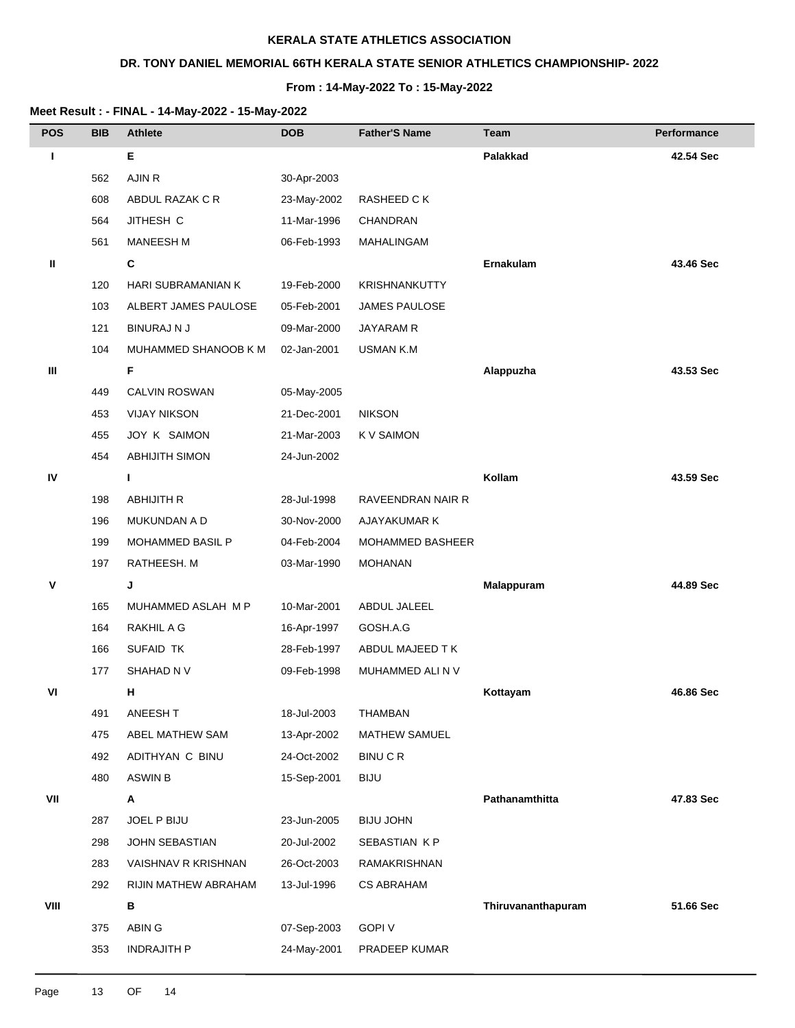**KERALA STATE ATHLETICS ASSOCIATION**

**DR. TONY DANIEL MEMORIAL 66TH KERALA STATE SENIOR ATHLETICS CHAMPIONSHIP- 2022**

**From : 14-May-2022 To : 15-May-2022**

**Meet Result : - FINAL - 14-May-2022 - 15-May-2022**

| POS | BIB | Athlete | DOB | Father'S Name | Team | Performance |
|---|---|---|---|---|---|---|
| I | | E | | | Palakkad | 42.54 Sec |
| | 562 | AJIN R | 30-Apr-2003 | | | |
| | 608 | ABDUL RAZAK C R | 23-May-2002 | RASHEED C K | | |
| | 564 | JITHESH C | 11-Mar-1996 | CHANDRAN | | |
| | 561 | MANEESH M | 06-Feb-1993 | MAHALINGAM | | |
| II | | C | | | Ernakulam | 43.46 Sec |
| | 120 | HARI SUBRAMANIAN K | 19-Feb-2000 | KRISHNANKUTTY | | |
| | 103 | ALBERT JAMES PAULOSE | 05-Feb-2001 | JAMES PAULOSE | | |
| | 121 | BINURAJ N J | 09-Mar-2000 | JAYARAM R | | |
| | 104 | MUHAMMED SHANOOB K M | 02-Jan-2001 | USMAN K.M | | |
| III | | F | | | Alappuzha | 43.53 Sec |
| | 449 | CALVIN ROSWAN | 05-May-2005 | | | |
| | 453 | VIJAY NIKSON | 21-Dec-2001 | NIKSON | | |
| | 455 | JOY K SAIMON | 21-Mar-2003 | K V SAIMON | | |
| | 454 | ABHIJITH SIMON | 24-Jun-2002 | | | |
| IV | | I | | | Kollam | 43.59 Sec |
| | 198 | ABHIJITH R | 28-Jul-1998 | RAVEENDRAN NAIR R | | |
| | 196 | MUKUNDAN A D | 30-Nov-2000 | AJAYAKUMAR K | | |
| | 199 | MOHAMMED BASIL P | 04-Feb-2004 | MOHAMMED BASHEER | | |
| | 197 | RATHEESH. M | 03-Mar-1990 | MOHANAN | | |
| V | | J | | | Malappuram | 44.89 Sec |
| | 165 | MUHAMMED ASLAH M P | 10-Mar-2001 | ABDUL JALEEL | | |
| | 164 | RAKHIL A G | 16-Apr-1997 | GOSH.A.G | | |
| | 166 | SUFAID TK | 28-Feb-1997 | ABDUL MAJEED T K | | |
| | 177 | SHAHAD N V | 09-Feb-1998 | MUHAMMED ALI N V | | |
| VI | | H | | | Kottayam | 46.86 Sec |
| | 491 | ANEESH T | 18-Jul-2003 | THAMBAN | | |
| | 475 | ABEL MATHEW SAM | 13-Apr-2002 | MATHEW SAMUEL | | |
| | 492 | ADITHYAN C BINU | 24-Oct-2002 | BINU C R | | |
| | 480 | ASWIN B | 15-Sep-2001 | BIJU | | |
| VII | | A | | | Pathanamthitta | 47.83 Sec |
| | 287 | JOEL P BIJU | 23-Jun-2005 | BIJU JOHN | | |
| | 298 | JOHN SEBASTIAN | 20-Jul-2002 | SEBASTIAN K P | | |
| | 283 | VAISHNAV R KRISHNAN | 26-Oct-2003 | RAMAKRISHNAN | | |
| | 292 | RIJIN MATHEW ABRAHAM | 13-Jul-1996 | CS ABRAHAM | | |
| VIII | | B | | | Thiruvananthapuram | 51.66 Sec |
| | 375 | ABIN G | 07-Sep-2003 | GOPI V | | |
| | 353 | INDRAJITH P | 24-May-2001 | PRADEEP KUMAR | | |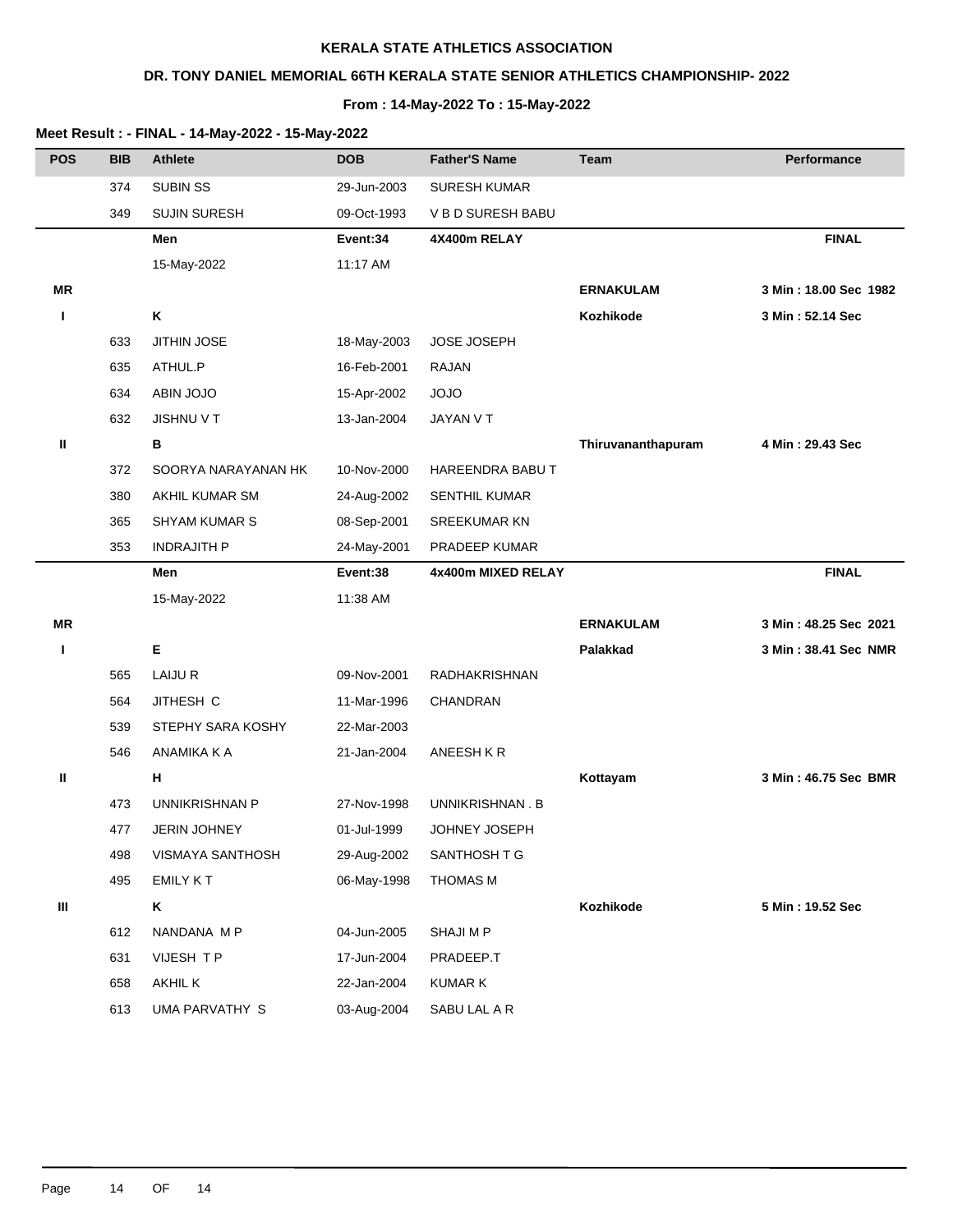KERALA STATE ATHLETICS ASSOCIATION

DR. TONY DANIEL MEMORIAL 66TH KERALA STATE SENIOR ATHLETICS CHAMPIONSHIP- 2022

From : 14-May-2022 To : 15-May-2022

Meet Result : - FINAL - 14-May-2022 - 15-May-2022

| POS | BIB | Athlete | DOB | Father'S Name | Team | Performance |
|---|---|---|---|---|---|---|
| | 374 | SUBIN SS | 29-Jun-2003 | SURESH KUMAR | | |
| | 349 | SUJIN SURESH | 09-Oct-1993 | V B D SURESH BABU | | |
| | | **Men** | **Event:34** | **4X400m RELAY** | | **FINAL** |
| | | 15-May-2022 | 11:17 AM | | | |
| **MR** | | | | | **ERNAKULAM** | **3 Min : 18.00 Sec 1982** |
| **I** | | **K** | | | **Kozhikode** | **3 Min : 52.14 Sec** |
| | 633 | JITHIN JOSE | 18-May-2003 | JOSE JOSEPH | | |
| | 635 | ATHUL.P | 16-Feb-2001 | RAJAN | | |
| | 634 | ABIN JOJO | 15-Apr-2002 | JOJO | | |
| | 632 | JISHNU V T | 13-Jan-2004 | JAYAN V T | | |
| **II** | | **B** | | | **Thiruvananthapuram** | **4 Min : 29.43 Sec** |
| | 372 | SOORYA NARAYANAN HK | 10-Nov-2000 | HAREENDRA BABU T | | |
| | 380 | AKHIL KUMAR SM | 24-Aug-2002 | SENTHIL KUMAR | | |
| | 365 | SHYAM KUMAR S | 08-Sep-2001 | SREEKUMAR KN | | |
| | 353 | INDRAJITH P | 24-May-2001 | PRADEEP KUMAR | | |
| | | **Men** | **Event:38** | **4x400m MIXED RELAY** | | **FINAL** |
| | | 15-May-2022 | 11:38 AM | | | |
| **MR** | | | | | **ERNAKULAM** | **3 Min : 48.25 Sec 2021** |
| **I** | | **E** | | | **Palakkad** | **3 Min : 38.41 Sec NMR** |
| | 565 | LAIJU R | 09-Nov-2001 | RADHAKRISHNAN | | |
| | 564 | JITHESH C | 11-Mar-1996 | CHANDRAN | | |
| | 539 | STEPHY SARA KOSHY | 22-Mar-2003 | | | |
| | 546 | ANAMIKA K A | 21-Jan-2004 | ANEESH K R | | |
| **II** | | **H** | | | **Kottayam** | **3 Min : 46.75 Sec BMR** |
| | 473 | UNNIKRISHNAN P | 27-Nov-1998 | UNNIKRISHNAN . B | | |
| | 477 | JERIN JOHNEY | 01-Jul-1999 | JOHNEY JOSEPH | | |
| | 498 | VISMAYA SANTHOSH | 29-Aug-2002 | SANTHOSH T G | | |
| | 495 | EMILY K T | 06-May-1998 | THOMAS M | | |
| **III** | | **K** | | | **Kozhikode** | **5 Min : 19.52 Sec** |
| | 612 | NANDANA M P | 04-Jun-2005 | SHAJI M P | | |
| | 631 | VIJESH T P | 17-Jun-2004 | PRADEEP.T | | |
| | 658 | AKHIL K | 22-Jan-2004 | KUMAR K | | |
| | 613 | UMA PARVATHY S | 03-Aug-2004 | SABU LAL A R | | |